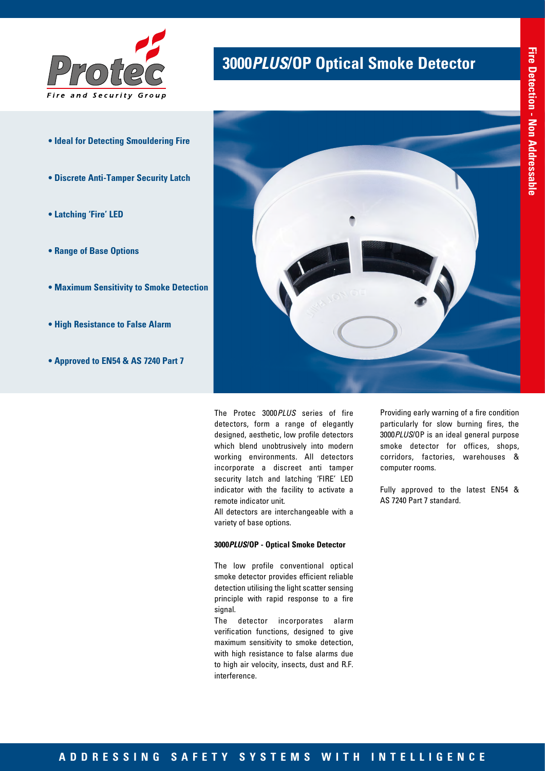# 3000*PLUS*/OP Optical Smoke Detector

Fire Detection - Non Addressable

- **Ideal for Detecting Smouldering Fire**
- **Discrete Anti-Tamper Security Latch**
- **Latching 'Fire' LED**
- **Range of Base Options**
- **Maximum Sensitivity to Smoke Detection**
- **High Resistance to False Alarm**
- **Approved to EN54 & AS 7240 Part 7**

The Protec 3000*PLUS* series of fire detectors, form a range of elegantly designed, aesthetic, low profile detectors which blend unobtrusively into modern working environments. All detectors incorporate a discreet anti tamper security latch and latching 'FIRE' LED indicator with the facility to activate a remote indicator unit.

All detectors are interchangeable with a variety of base options.

**3000*PLUS*/OP - Optical Smoke Detector**

The low profile conventional optical smoke detector provides efficient reliable detection utilising the light scatter sensing principle with rapid response to a fire signal.

The detector incorporates alarm verification functions, designed to give maximum sensitivity to smoke detection, with high resistance to false alarms due to high air velocity, insects, dust and R.F. interference.

Providing early warning of a fire condition particularly for slow burning fires, the 3000*PLUS*/OP is an ideal general purpose smoke detector for offices, shops, corridors, factories, warehouses & computer rooms.

Fully approved to the latest EN54 & AS 7240 Part 7 standard.

**ADDRESSING SAFETY SYSTEMS WITH INTELLIGENCE**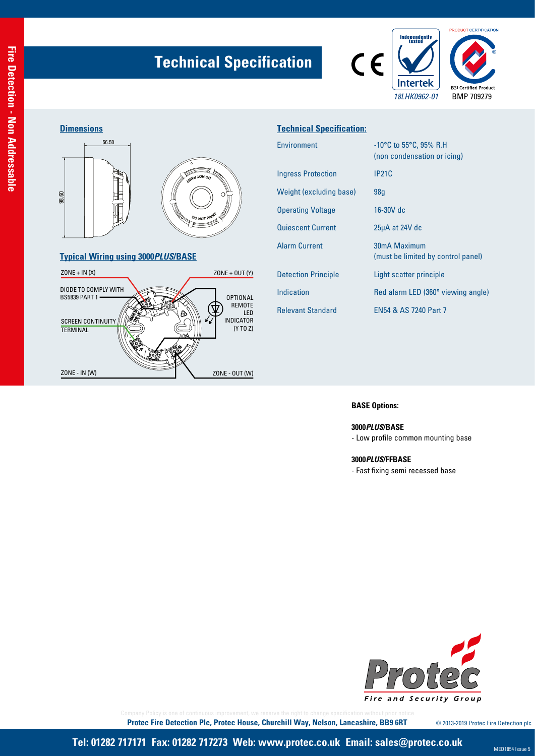# Technical Specification

18LHK0962-01 BMP 709279

## Dimensions

56.50

98.60

DO NOT PAINT

## Typical Wiring using 3000*PLUS*/BASE

ZONE + IN (X)

ZONE + OUT (Y)

DIODE TO COMPLY WITH BS5839 PART 1

OPTIONAL REMOTE LED INDICATOR (Y TO Z)

SCREEN CONTINUITY TERMINAL

ZONE - IN (W)

ZONE - OUT (W)

## Technical Specification:

| | |
|---|---|
| Environment | -10°C to 55°C, 95% R.H (non condensation or icing) |
| Ingress Protection | IP21C |
| Weight (excluding base) | 98g |
| Operating Voltage | 16-30V dc |
| Quiescent Current | 25µA at 24V dc |
| Alarm Current | 30mA Maximum (must be limited by control panel) |
| Detection Principle | Light scatter principle |
| Indication | Red alarm LED (360° viewing angle) |
| Relevant Standard | EN54 & AS 7240 Part 7 |

**BASE Options:**

**3000*PLUS*/BASE**
- Low profile common mounting base

**3000*PLUS*/FFBASE**
- Fast fixing semi recessed base

Company Policy is one of continuous improvement, we reserve the right to change specification without prior notice

**Protec Fire Detection Plc, Protec House, Churchill Way, Nelson, Lancashire, BB9 6RT**

© 2013-2019 Protec Fire Detection plc

**Tel: 01282 717171 Fax: 01282 717273 Web: www.protec.co.uk Email: sales@protec.co.uk**

MED1854 Issue 5